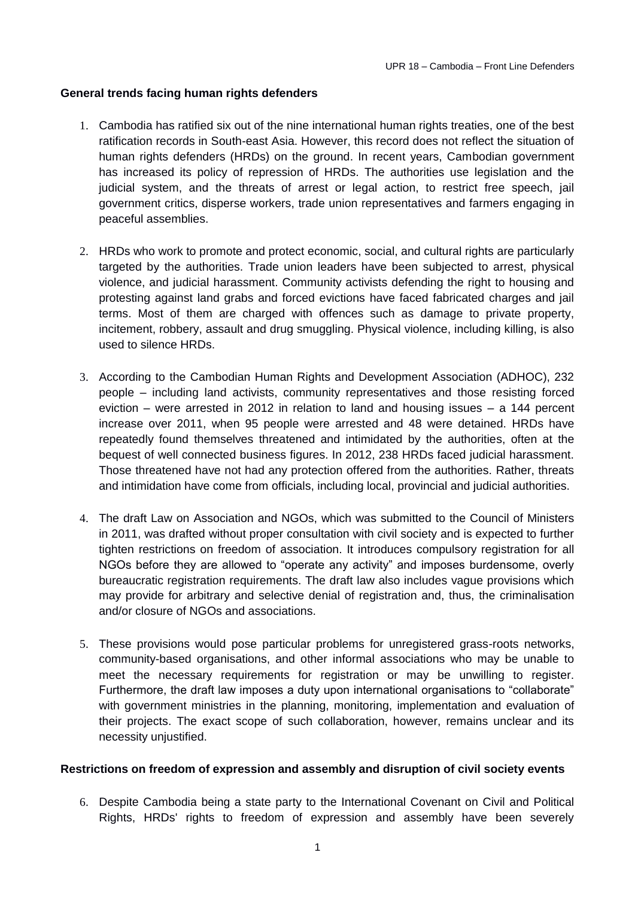**General trends facing human rights defenders**

1. Cambodia has ratified six out of the nine international human rights treaties, one of the best ratification records in South-east Asia. However, this record does not reflect the situation of human rights defenders (HRDs) on the ground. In recent years, Cambodian government has increased its policy of repression of HRDs. The authorities use legislation and the judicial system, and the threats of arrest or legal action, to restrict free speech, jail government critics, disperse workers, trade union representatives and farmers engaging in peaceful assemblies.

2. HRDs who work to promote and protect economic, social, and cultural rights are particularly targeted by the authorities. Trade union leaders have been subjected to arrest, physical violence, and judicial harassment. Community activists defending the right to housing and protesting against land grabs and forced evictions have faced fabricated charges and jail terms. Most of them are charged with offences such as damage to private property, incitement, robbery, assault and drug smuggling. Physical violence, including killing, is also used to silence HRDs.

3. According to the Cambodian Human Rights and Development Association (ADHOC), 232 people – including land activists, community representatives and those resisting forced eviction – were arrested in 2012 in relation to land and housing issues – a 144 percent increase over 2011, when 95 people were arrested and 48 were detained. HRDs have repeatedly found themselves threatened and intimidated by the authorities, often at the bequest of well connected business figures. In 2012, 238 HRDs faced judicial harassment. Those threatened have not had any protection offered from the authorities. Rather, threats and intimidation have come from officials, including local, provincial and judicial authorities.

4. The draft Law on Association and NGOs, which was submitted to the Council of Ministers in 2011, was drafted without proper consultation with civil society and is expected to further tighten restrictions on freedom of association. It introduces compulsory registration for all NGOs before they are allowed to "operate any activity" and imposes burdensome, overly bureaucratic registration requirements. The draft law also includes vague provisions which may provide for arbitrary and selective denial of registration and, thus, the criminalisation and/or closure of NGOs and associations.

5. These provisions would pose particular problems for unregistered grass-roots networks, community-based organisations, and other informal associations who may be unable to meet the necessary requirements for registration or may be unwilling to register. Furthermore, the draft law imposes a duty upon international organisations to "collaborate" with government ministries in the planning, monitoring, implementation and evaluation of their projects. The exact scope of such collaboration, however, remains unclear and its necessity unjustified.

**Restrictions on freedom of expression and assembly and disruption of civil society events**

6. Despite Cambodia being a state party to the International Covenant on Civil and Political Rights, HRDs' rights to freedom of expression and assembly have been severely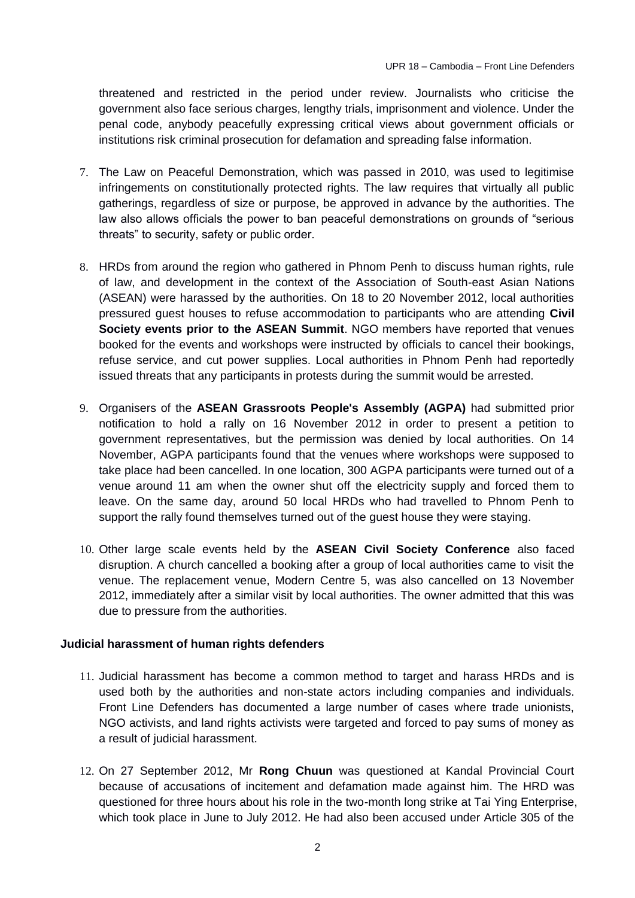threatened and restricted in the period under review. Journalists who criticise the government also face serious charges, lengthy trials, imprisonment and violence. Under the penal code, anybody peacefully expressing critical views about government officials or institutions risk criminal prosecution for defamation and spreading false information.

7. The Law on Peaceful Demonstration, which was passed in 2010, was used to legitimise infringements on constitutionally protected rights. The law requires that virtually all public gatherings, regardless of size or purpose, be approved in advance by the authorities. The law also allows officials the power to ban peaceful demonstrations on grounds of "serious threats" to security, safety or public order.

8. HRDs from around the region who gathered in Phnom Penh to discuss human rights, rule of law, and development in the context of the Association of South-east Asian Nations (ASEAN) were harassed by the authorities. On 18 to 20 November 2012, local authorities pressured guest houses to refuse accommodation to participants who are attending **Civil Society events prior to the ASEAN Summit**. NGO members have reported that venues booked for the events and workshops were instructed by officials to cancel their bookings, refuse service, and cut power supplies. Local authorities in Phnom Penh had reportedly issued threats that any participants in protests during the summit would be arrested.

9. Organisers of the **ASEAN Grassroots People's Assembly (AGPA)** had submitted prior notification to hold a rally on 16 November 2012 in order to present a petition to government representatives, but the permission was denied by local authorities. On 14 November, AGPA participants found that the venues where workshops were supposed to take place had been cancelled. In one location, 300 AGPA participants were turned out of a venue around 11 am when the owner shut off the electricity supply and forced them to leave. On the same day, around 50 local HRDs who had travelled to Phnom Penh to support the rally found themselves turned out of the guest house they were staying.

10. Other large scale events held by the **ASEAN Civil Society Conference** also faced disruption. A church cancelled a booking after a group of local authorities came to visit the venue. The replacement venue, Modern Centre 5, was also cancelled on 13 November 2012, immediately after a similar visit by local authorities. The owner admitted that this was due to pressure from the authorities.

**Judicial harassment of human rights defenders**

11. Judicial harassment has become a common method to target and harass HRDs and is used both by the authorities and non-state actors including companies and individuals. Front Line Defenders has documented a large number of cases where trade unionists, NGO activists, and land rights activists were targeted and forced to pay sums of money as a result of judicial harassment.

12. On 27 September 2012, Mr **Rong Chuun** was questioned at Kandal Provincial Court because of accusations of incitement and defamation made against him. The HRD was questioned for three hours about his role in the two-month long strike at Tai Ying Enterprise, which took place in June to July 2012. He had also been accused under Article 305 of the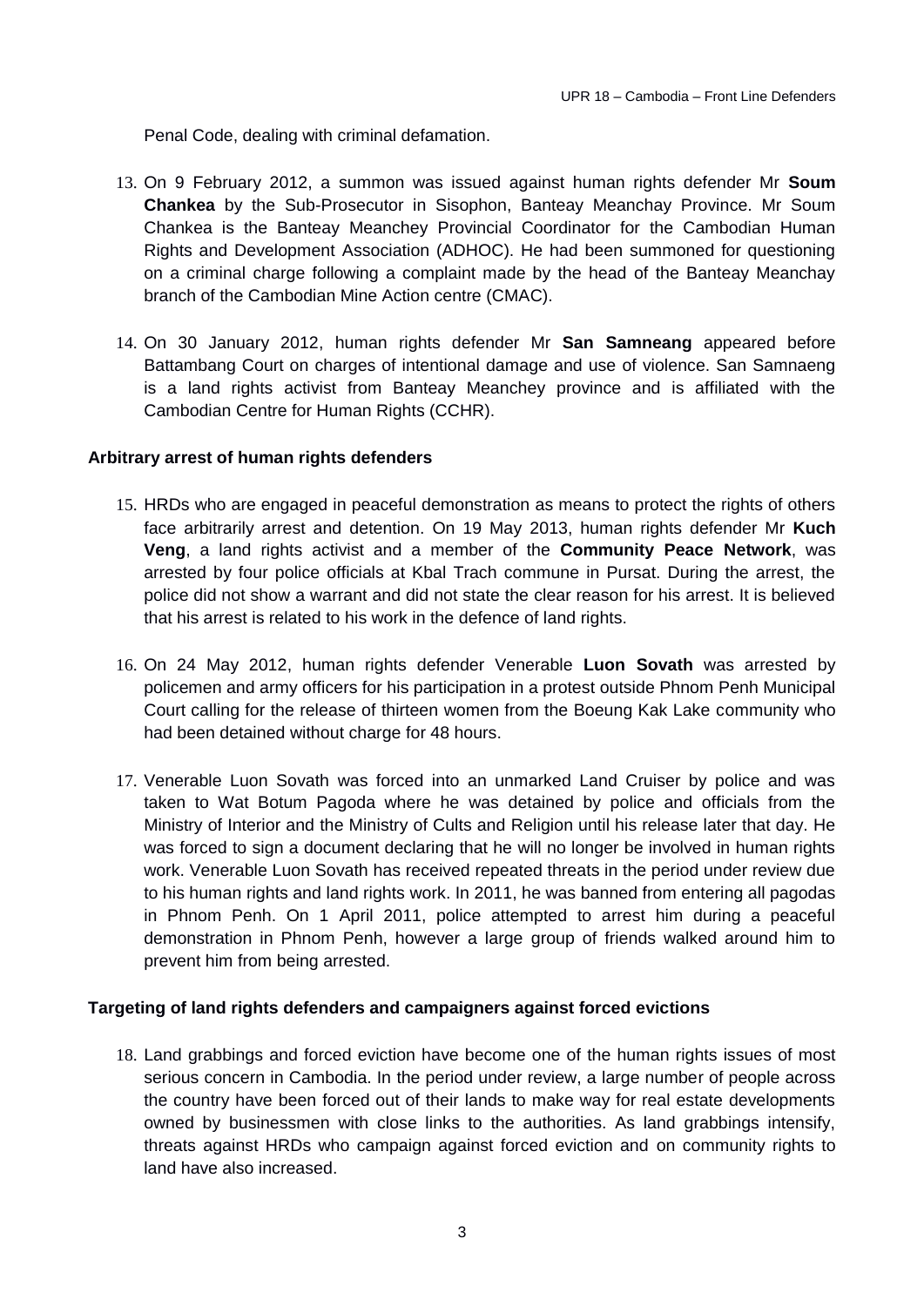Penal Code, dealing with criminal defamation.

13. On 9 February 2012, a summon was issued against human rights defender Mr **Soum Chankea** by the Sub-Prosecutor in Sisophon, Banteay Meanchay Province. Mr Soum Chankea is the Banteay Meanchey Provincial Coordinator for the Cambodian Human Rights and Development Association (ADHOC). He had been summoned for questioning on a criminal charge following a complaint made by the head of the Banteay Meanchay branch of the Cambodian Mine Action centre (CMAC).

14. On 30 January 2012, human rights defender Mr **San Samneang** appeared before Battambang Court on charges of intentional damage and use of violence. San Samnaeng is a land rights activist from Banteay Meanchey province and is affiliated with the Cambodian Centre for Human Rights (CCHR).

**Arbitrary arrest of human rights defenders**

15. HRDs who are engaged in peaceful demonstration as means to protect the rights of others face arbitrarily arrest and detention. On 19 May 2013, human rights defender Mr **Kuch Veng**, a land rights activist and a member of the **Community Peace Network**, was arrested by four police officials at Kbal Trach commune in Pursat. During the arrest, the police did not show a warrant and did not state the clear reason for his arrest. It is believed that his arrest is related to his work in the defence of land rights.

16. On 24 May 2012, human rights defender Venerable **Luon Sovath** was arrested by policemen and army officers for his participation in a protest outside Phnom Penh Municipal Court calling for the release of thirteen women from the Boeung Kak Lake community who had been detained without charge for 48 hours.

17. Venerable Luon Sovath was forced into an unmarked Land Cruiser by police and was taken to Wat Botum Pagoda where he was detained by police and officials from the Ministry of Interior and the Ministry of Cults and Religion until his release later that day. He was forced to sign a document declaring that he will no longer be involved in human rights work. Venerable Luon Sovath has received repeated threats in the period under review due to his human rights and land rights work. In 2011, he was banned from entering all pagodas in Phnom Penh. On 1 April 2011, police attempted to arrest him during a peaceful demonstration in Phnom Penh, however a large group of friends walked around him to prevent him from being arrested.

**Targeting of land rights defenders and campaigners against forced evictions**

18. Land grabbings and forced eviction have become one of the human rights issues of most serious concern in Cambodia. In the period under review, a large number of people across the country have been forced out of their lands to make way for real estate developments owned by businessmen with close links to the authorities. As land grabbings intensify, threats against HRDs who campaign against forced eviction and on community rights to land have also increased.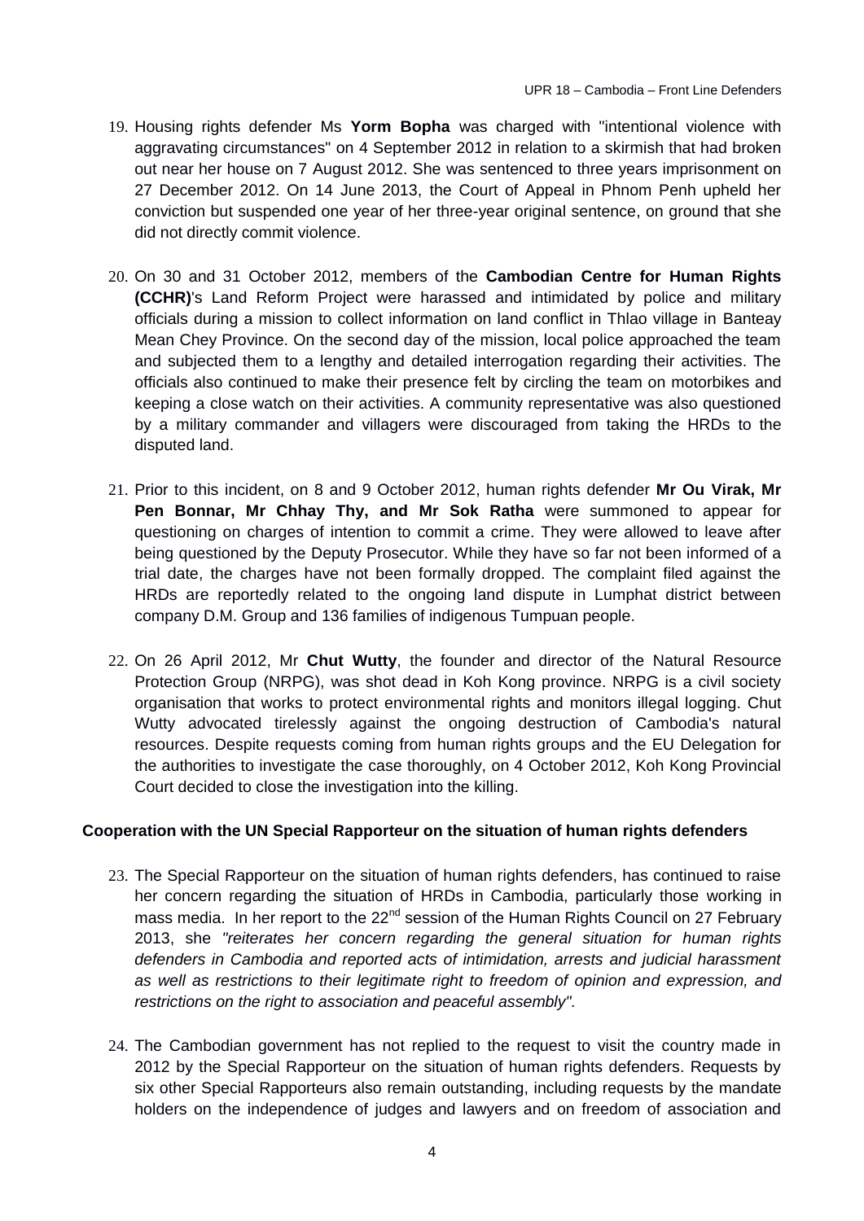19. Housing rights defender Ms **Yorm Bopha** was charged with "intentional violence with aggravating circumstances" on 4 September 2012 in relation to a skirmish that had broken out near her house on 7 August 2012. She was sentenced to three years imprisonment on 27 December 2012. On 14 June 2013, the Court of Appeal in Phnom Penh upheld her conviction but suspended one year of her three-year original sentence, on ground that she did not directly commit violence.

20. On 30 and 31 October 2012, members of the **Cambodian Centre for Human Rights (CCHR)**'s Land Reform Project were harassed and intimidated by police and military officials during a mission to collect information on land conflict in Thlao village in Banteay Mean Chey Province. On the second day of the mission, local police approached the team and subjected them to a lengthy and detailed interrogation regarding their activities. The officials also continued to make their presence felt by circling the team on motorbikes and keeping a close watch on their activities. A community representative was also questioned by a military commander and villagers were discouraged from taking the HRDs to the disputed land.

21. Prior to this incident, on 8 and 9 October 2012, human rights defender **Mr Ou Virak, Mr Pen Bonnar, Mr Chhay Thy, and Mr Sok Ratha** were summoned to appear for questioning on charges of intention to commit a crime. They were allowed to leave after being questioned by the Deputy Prosecutor. While they have so far not been informed of a trial date, the charges have not been formally dropped. The complaint filed against the HRDs are reportedly related to the ongoing land dispute in Lumphat district between company D.M. Group and 136 families of indigenous Tumpuan people.

22. On 26 April 2012, Mr **Chut Wutty**, the founder and director of the Natural Resource Protection Group (NRPG), was shot dead in Koh Kong province. NRPG is a civil society organisation that works to protect environmental rights and monitors illegal logging. Chut Wutty advocated tirelessly against the ongoing destruction of Cambodia's natural resources. Despite requests coming from human rights groups and the EU Delegation for the authorities to investigate the case thoroughly, on 4 October 2012, Koh Kong Provincial Court decided to close the investigation into the killing.

**Cooperation with the UN Special Rapporteur on the situation of human rights defenders**

23. The Special Rapporteur on the situation of human rights defenders, has continued to raise her concern regarding the situation of HRDs in Cambodia, particularly those working in mass media. In her report to the 22nd session of the Human Rights Council on 27 February 2013, she *"reiterates her concern regarding the general situation for human rights defenders in Cambodia and reported acts of intimidation, arrests and judicial harassment as well as restrictions to their legitimate right to freedom of opinion and expression, and restrictions on the right to association and peaceful assembly".*

24. The Cambodian government has not replied to the request to visit the country made in 2012 by the Special Rapporteur on the situation of human rights defenders. Requests by six other Special Rapporteurs also remain outstanding, including requests by the mandate holders on the independence of judges and lawyers and on freedom of association and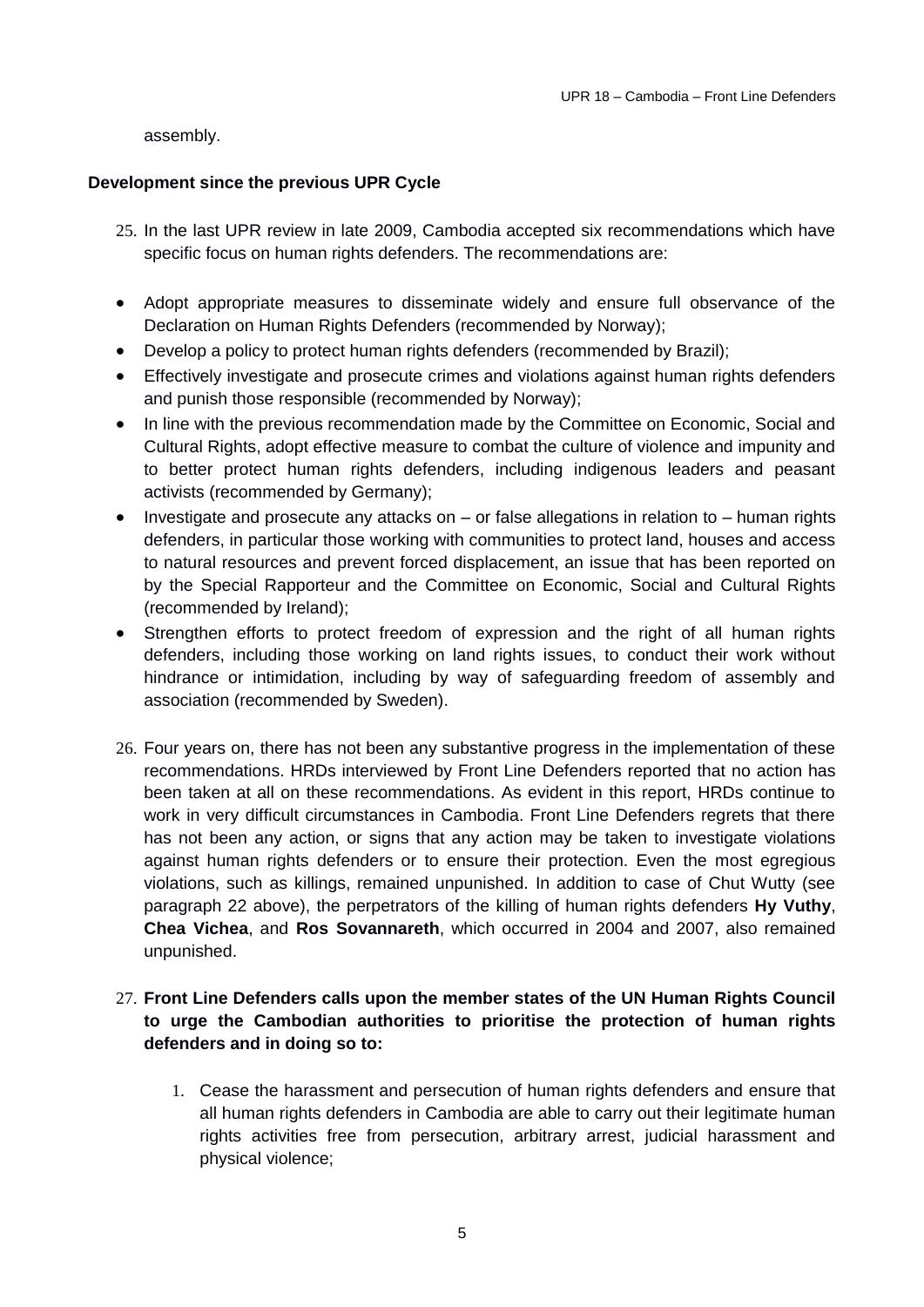assembly.

**Development since the previous UPR Cycle**

25. In the last UPR review in late 2009, Cambodia accepted six recommendations which have specific focus on human rights defenders. The recommendations are:

- Adopt appropriate measures to disseminate widely and ensure full observance of the Declaration on Human Rights Defenders (recommended by Norway);
- Develop a policy to protect human rights defenders (recommended by Brazil);
- Effectively investigate and prosecute crimes and violations against human rights defenders and punish those responsible (recommended by Norway);
- In line with the previous recommendation made by the Committee on Economic, Social and Cultural Rights, adopt effective measure to combat the culture of violence and impunity and to better protect human rights defenders, including indigenous leaders and peasant activists (recommended by Germany);
- Investigate and prosecute any attacks on – or false allegations in relation to – human rights defenders, in particular those working with communities to protect land, houses and access to natural resources and prevent forced displacement, an issue that has been reported on by the Special Rapporteur and the Committee on Economic, Social and Cultural Rights (recommended by Ireland);
- Strengthen efforts to protect freedom of expression and the right of all human rights defenders, including those working on land rights issues, to conduct their work without hindrance or intimidation, including by way of safeguarding freedom of assembly and association (recommended by Sweden).

26. Four years on, there has not been any substantive progress in the implementation of these recommendations. HRDs interviewed by Front Line Defenders reported that no action has been taken at all on these recommendations. As evident in this report, HRDs continue to work in very difficult circumstances in Cambodia. Front Line Defenders regrets that there has not been any action, or signs that any action may be taken to investigate violations against human rights defenders or to ensure their protection. Even the most egregious violations, such as killings, remained unpunished. In addition to case of Chut Wutty (see paragraph 22 above), the perpetrators of the killing of human rights defenders **Hy Vuthy**, **Chea Vichea**, and **Ros Sovannareth**, which occurred in 2004 and 2007, also remained unpunished.

27. **Front Line Defenders calls upon the member states of the UN Human Rights Council to urge the Cambodian authorities to prioritise the protection of human rights defenders and in doing so to:**

    1. Cease the harassment and persecution of human rights defenders and ensure that all human rights defenders in Cambodia are able to carry out their legitimate human rights activities free from persecution, arbitrary arrest, judicial harassment and physical violence;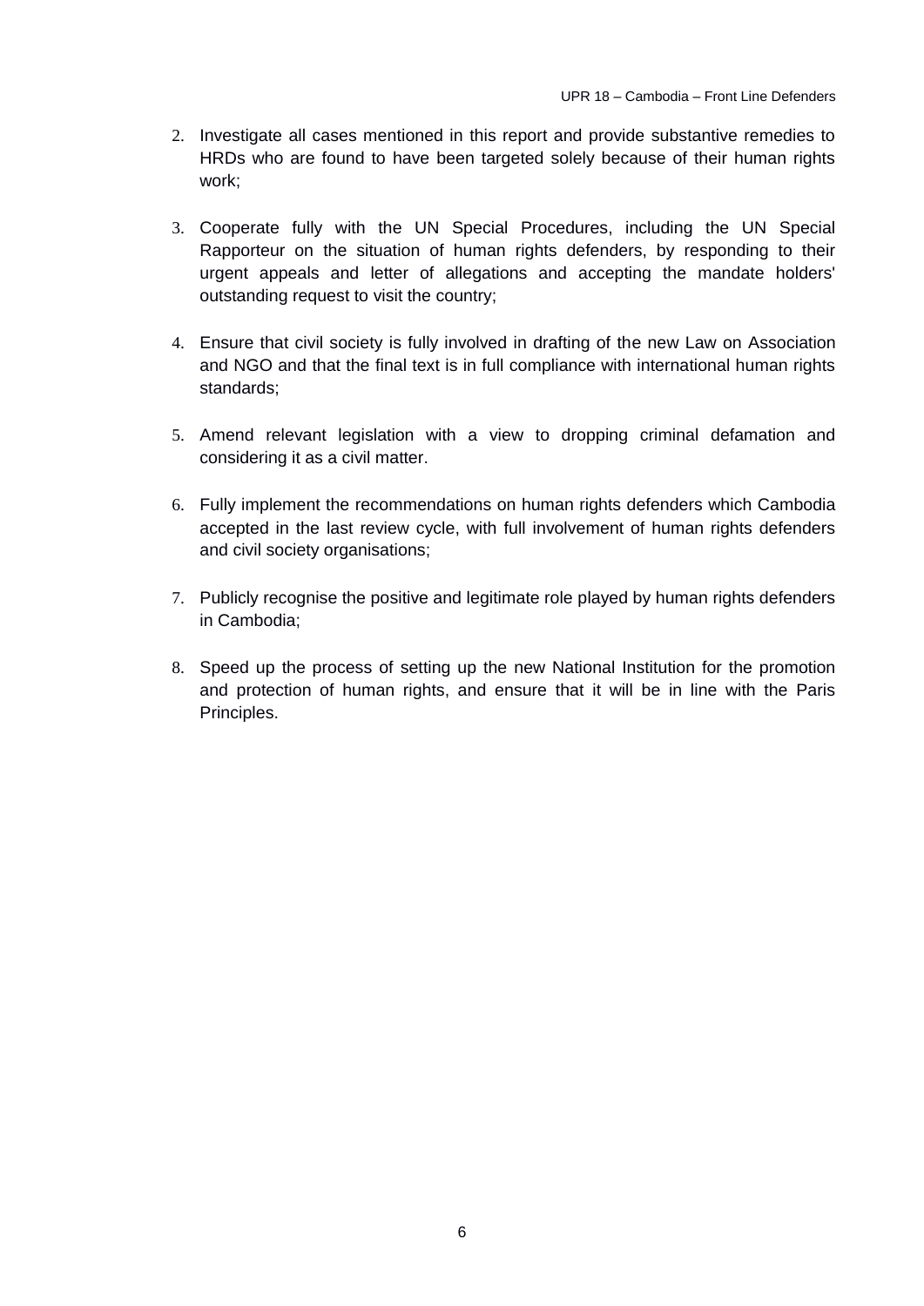2. Investigate all cases mentioned in this report and provide substantive remedies to HRDs who are found to have been targeted solely because of their human rights work;

3. Cooperate fully with the UN Special Procedures, including the UN Special Rapporteur on the situation of human rights defenders, by responding to their urgent appeals and letter of allegations and accepting the mandate holders' outstanding request to visit the country;

4. Ensure that civil society is fully involved in drafting of the new Law on Association and NGO and that the final text is in full compliance with international human rights standards;

5. Amend relevant legislation with a view to dropping criminal defamation and considering it as a civil matter.

6. Fully implement the recommendations on human rights defenders which Cambodia accepted in the last review cycle, with full involvement of human rights defenders and civil society organisations;

7. Publicly recognise the positive and legitimate role played by human rights defenders in Cambodia;

8. Speed up the process of setting up the new National Institution for the promotion and protection of human rights, and ensure that it will be in line with the Paris Principles.